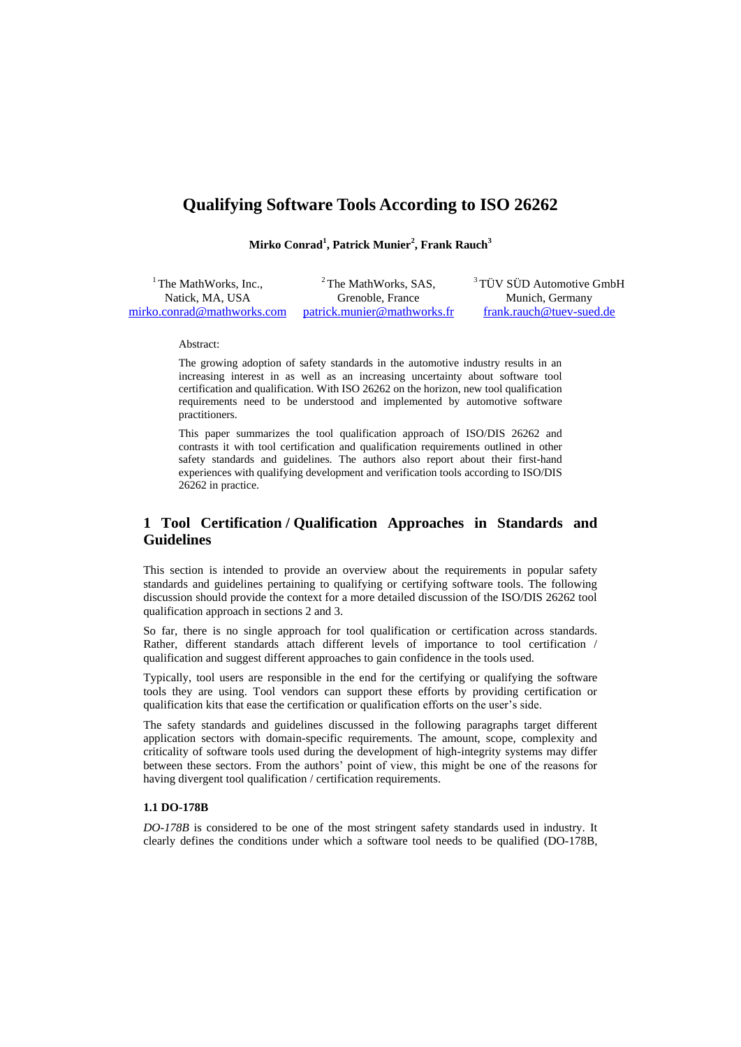# Qualifying Software Tools According to ISO 26262

**Mirko Conrad[1], Patrick Munier[2], Frank Rauch[3]**

[1] The MathWorks, Inc., Natick, MA, USA
mirko.conrad@mathworks.com

[2] The MathWorks, SAS, Grenoble, France
patrick.munier@mathworks.fr

[3] TÜV SÜD Automotive GmbH, Munich, Germany
frank.rauch@tuev-sued.de

Abstract:

The growing adoption of safety standards in the automotive industry results in an increasing interest in as well as an increasing uncertainty about software tool certification and qualification. With ISO 26262 on the horizon, new tool qualification requirements need to be understood and implemented by automotive software practitioners.

This paper summarizes the tool qualification approach of ISO/DIS 26262 and contrasts it with tool certification and qualification requirements outlined in other safety standards and guidelines. The authors also report about their first-hand experiences with qualifying development and verification tools according to ISO/DIS 26262 in practice.

## 1 Tool Certification / Qualification Approaches in Standards and Guidelines

This section is intended to provide an overview about the requirements in popular safety standards and guidelines pertaining to qualifying or certifying software tools. The following discussion should provide the context for a more detailed discussion of the ISO/DIS 26262 tool qualification approach in sections 2 and 3.

So far, there is no single approach for tool qualification or certification across standards. Rather, different standards attach different levels of importance to tool certification / qualification and suggest different approaches to gain confidence in the tools used.

Typically, tool users are responsible in the end for the certifying or qualifying the software tools they are using. Tool vendors can support these efforts by providing certification or qualification kits that ease the certification or qualification efforts on the user's side.

The safety standards and guidelines discussed in the following paragraphs target different application sectors with domain-specific requirements. The amount, scope, complexity and criticality of software tools used during the development of high-integrity systems may differ between these sectors. From the authors' point of view, this might be one of the reasons for having divergent tool qualification / certification requirements.

### 1.1 DO-178B

*DO-178B* is considered to be one of the most stringent safety standards used in industry. It clearly defines the conditions under which a software tool needs to be qualified (DO-178B,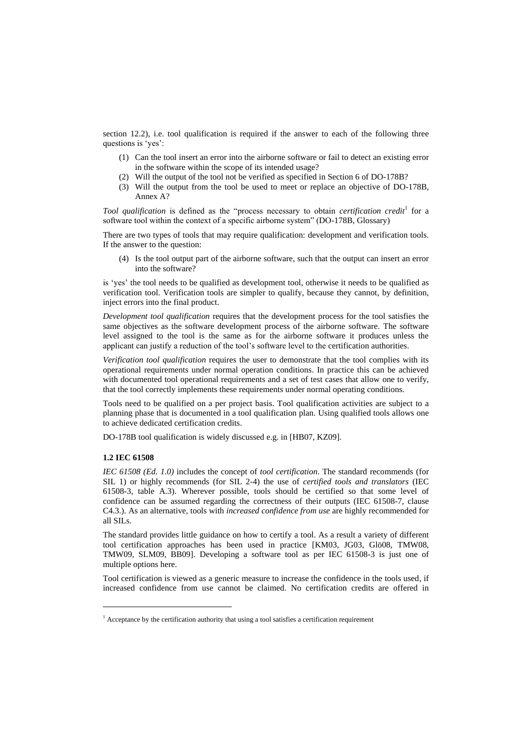section 12.2), i.e. tool qualification is required if the answer to each of the following three questions is 'yes':

(1) Can the tool insert an error into the airborne software or fail to detect an existing error in the software within the scope of its intended usage?
(2) Will the output of the tool not be verified as specified in Section 6 of DO-178B?
(3) Will the output from the tool be used to meet or replace an objective of DO-178B, Annex A?

*Tool qualification* is defined as the "process necessary to obtain *certification credit*[1] for a software tool within the context of a specific airborne system" (DO-178B, Glossary)

There are two types of tools that may require qualification: development and verification tools. If the answer to the question:

(4) Is the tool output part of the airborne software, such that the output can insert an error into the software?

is 'yes' the tool needs to be qualified as development tool, otherwise it needs to be qualified as verification tool. Verification tools are simpler to qualify, because they cannot, by definition, inject errors into the final product.

*Development tool qualification* requires that the development process for the tool satisfies the same objectives as the software development process of the airborne software. The software level assigned to the tool is the same as for the airborne software it produces unless the applicant can justify a reduction of the tool's software level to the certification authorities.

*Verification tool qualification* requires the user to demonstrate that the tool complies with its operational requirements under normal operation conditions. In practice this can be achieved with documented tool operational requirements and a set of test cases that allow one to verify, that the tool correctly implements these requirements under normal operating conditions.

Tools need to be qualified on a per project basis. Tool qualification activities are subject to a planning phase that is documented in a tool qualification plan. Using qualified tools allows one to achieve dedicated certification credits.

DO-178B tool qualification is widely discussed e.g. in [HB07, KZ09].

### 1.2 IEC 61508

*IEC 61508 (Ed. 1.0)* includes the concept of *tool certification*. The standard recommends (for SIL 1) or highly recommends (for SIL 2-4) the use of *certified tools and translators* (IEC 61508-3, table A.3). Wherever possible, tools should be certified so that some level of confidence can be assumed regarding the correctness of their outputs (IEC 61508-7, clause C4.3.). As an alternative, tools with *increased confidence from use* are highly recommended for all SILs.

The standard provides little guidance on how to certify a tool. As a result a variety of different tool certification approaches has been used in practice [KM03, JG03, Glö08, TMW08, TMW09, SLM09, BB09]. Developing a software tool as per IEC 61508-3 is just one of multiple options here.

Tool certification is viewed as a generic measure to increase the confidence in the tools used, if increased confidence from use cannot be claimed. No certification credits are offered in

[1] Acceptance by the certification authority that using a tool satisfies a certification requirement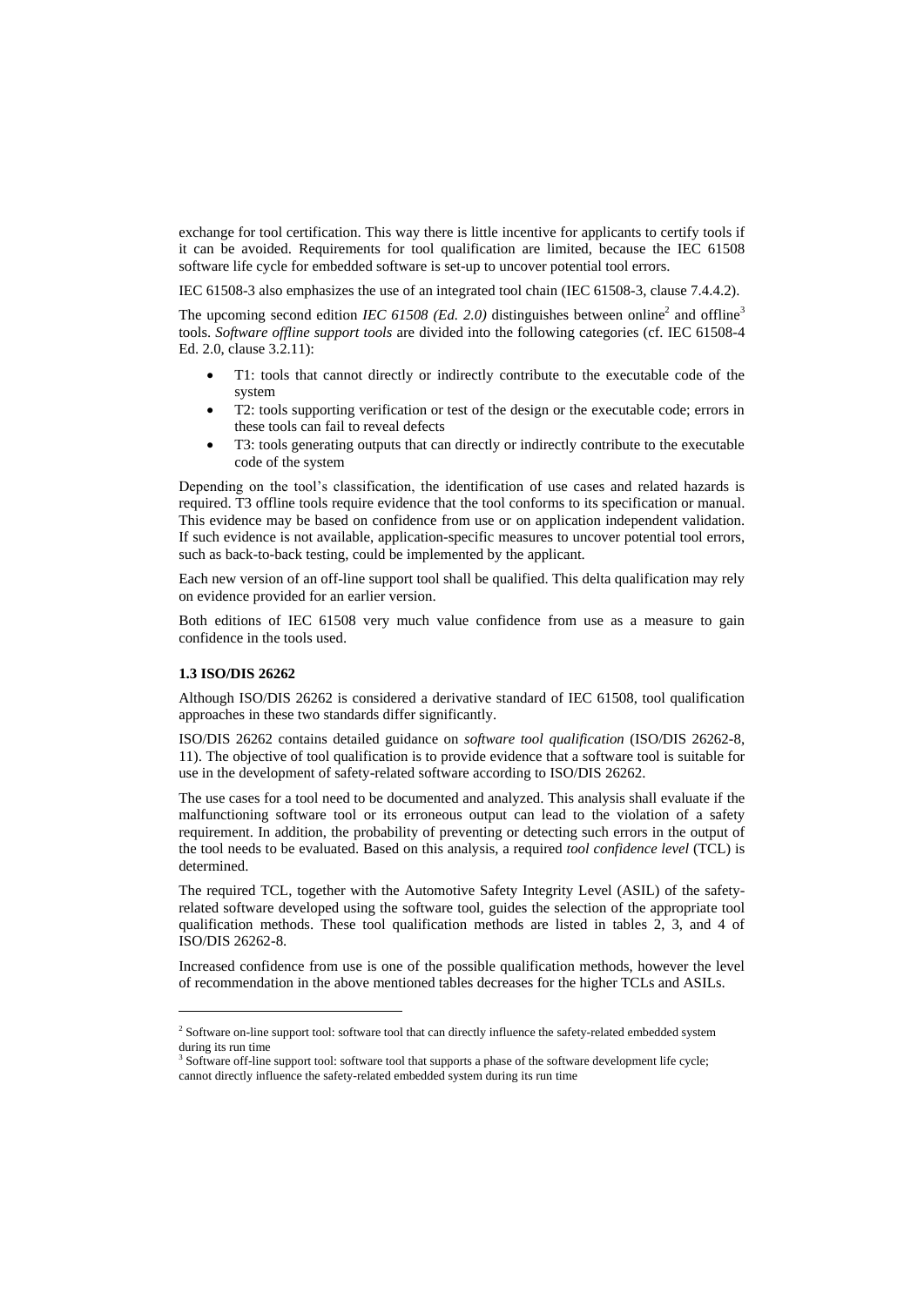exchange for tool certification. This way there is little incentive for applicants to certify tools if it can be avoided. Requirements for tool qualification are limited, because the IEC 61508 software life cycle for embedded software is set-up to uncover potential tool errors.

IEC 61508-3 also emphasizes the use of an integrated tool chain (IEC 61508-3, clause 7.4.4.2).

The upcoming second edition *IEC 61508 (Ed. 2.0)* distinguishes between online[2] and offline[3] tools. *Software offline support tools* are divided into the following categories (cf. IEC 61508-4 Ed. 2.0, clause 3.2.11):

- T1: tools that cannot directly or indirectly contribute to the executable code of the system
- T2: tools supporting verification or test of the design or the executable code; errors in these tools can fail to reveal defects
- T3: tools generating outputs that can directly or indirectly contribute to the executable code of the system

Depending on the tool's classification, the identification of use cases and related hazards is required. T3 offline tools require evidence that the tool conforms to its specification or manual. This evidence may be based on confidence from use or on application independent validation. If such evidence is not available, application-specific measures to uncover potential tool errors, such as back-to-back testing, could be implemented by the applicant.

Each new version of an off-line support tool shall be qualified. This delta qualification may rely on evidence provided for an earlier version.

Both editions of IEC 61508 very much value confidence from use as a measure to gain confidence in the tools used.

### 1.3 ISO/DIS 26262

Although ISO/DIS 26262 is considered a derivative standard of IEC 61508, tool qualification approaches in these two standards differ significantly.

ISO/DIS 26262 contains detailed guidance on *software tool qualification* (ISO/DIS 26262-8, 11). The objective of tool qualification is to provide evidence that a software tool is suitable for use in the development of safety-related software according to ISO/DIS 26262.

The use cases for a tool need to be documented and analyzed. This analysis shall evaluate if the malfunctioning software tool or its erroneous output can lead to the violation of a safety requirement. In addition, the probability of preventing or detecting such errors in the output of the tool needs to be evaluated. Based on this analysis, a required *tool confidence level* (TCL) is determined.

The required TCL, together with the Automotive Safety Integrity Level (ASIL) of the safety-related software developed using the software tool, guides the selection of the appropriate tool qualification methods. These tool qualification methods are listed in tables 2, 3, and 4 of ISO/DIS 26262-8.

Increased confidence from use is one of the possible qualification methods, however the level of recommendation in the above mentioned tables decreases for the higher TCLs and ASILs.

---

[2] Software on-line support tool: software tool that can directly influence the safety-related embedded system during its run time

[3] Software off-line support tool: software tool that supports a phase of the software development life cycle; cannot directly influence the safety-related embedded system during its run time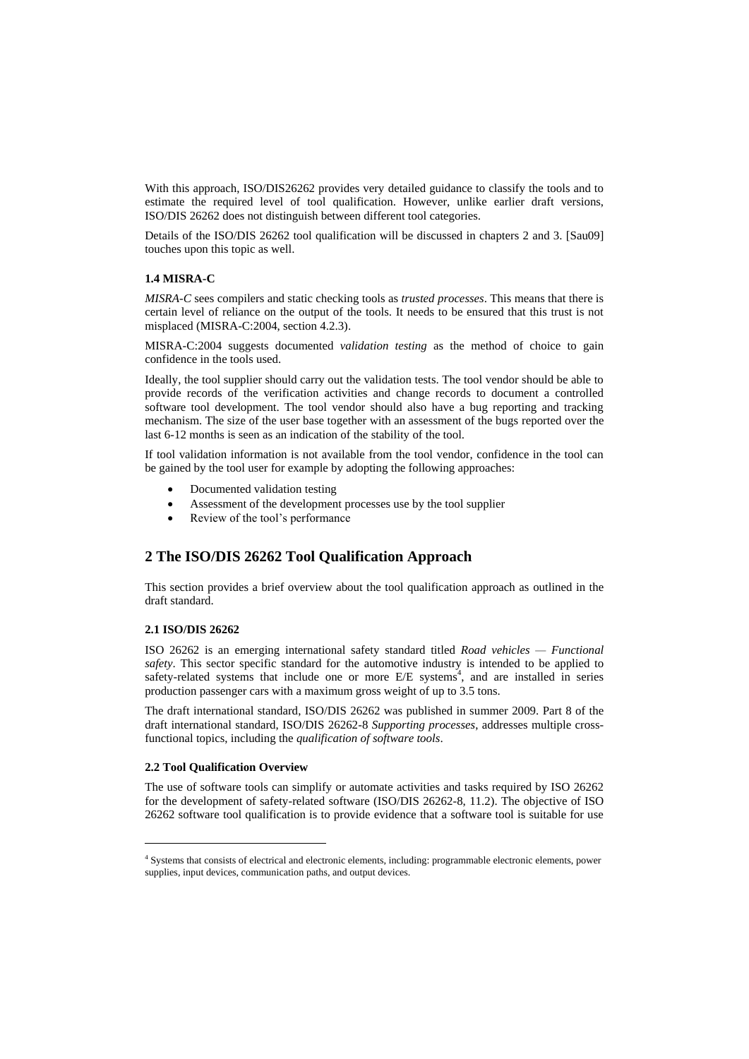With this approach, ISO/DIS26262 provides very detailed guidance to classify the tools and to estimate the required level of tool qualification. However, unlike earlier draft versions, ISO/DIS 26262 does not distinguish between different tool categories.

Details of the ISO/DIS 26262 tool qualification will be discussed in chapters 2 and 3. [Sau09] touches upon this topic as well.

### 1.4 MISRA-C

*MISRA-C* sees compilers and static checking tools as *trusted processes*. This means that there is certain level of reliance on the output of the tools. It needs to be ensured that this trust is not misplaced (MISRA-C:2004, section 4.2.3).

MISRA-C:2004 suggests documented *validation testing* as the method of choice to gain confidence in the tools used.

Ideally, the tool supplier should carry out the validation tests. The tool vendor should be able to provide records of the verification activities and change records to document a controlled software tool development. The tool vendor should also have a bug reporting and tracking mechanism. The size of the user base together with an assessment of the bugs reported over the last 6-12 months is seen as an indication of the stability of the tool.

If tool validation information is not available from the tool vendor, confidence in the tool can be gained by the tool user for example by adopting the following approaches:

- Documented validation testing
- Assessment of the development processes use by the tool supplier
- Review of the tool's performance

## 2 The ISO/DIS 26262 Tool Qualification Approach

This section provides a brief overview about the tool qualification approach as outlined in the draft standard.

### 2.1 ISO/DIS 26262

ISO 26262 is an emerging international safety standard titled *Road vehicles — Functional safety*. This sector specific standard for the automotive industry is intended to be applied to safety-related systems that include one or more E/E systems[4], and are installed in series production passenger cars with a maximum gross weight of up to 3.5 tons.

The draft international standard, ISO/DIS 26262 was published in summer 2009. Part 8 of the draft international standard, ISO/DIS 26262-8 *Supporting processes*, addresses multiple cross-functional topics, including the *qualification of software tools*.

### 2.2 Tool Qualification Overview

The use of software tools can simplify or automate activities and tasks required by ISO 26262 for the development of safety-related software (ISO/DIS 26262-8, 11.2). The objective of ISO 26262 software tool qualification is to provide evidence that a software tool is suitable for use

[4] Systems that consists of electrical and electronic elements, including: programmable electronic elements, power supplies, input devices, communication paths, and output devices.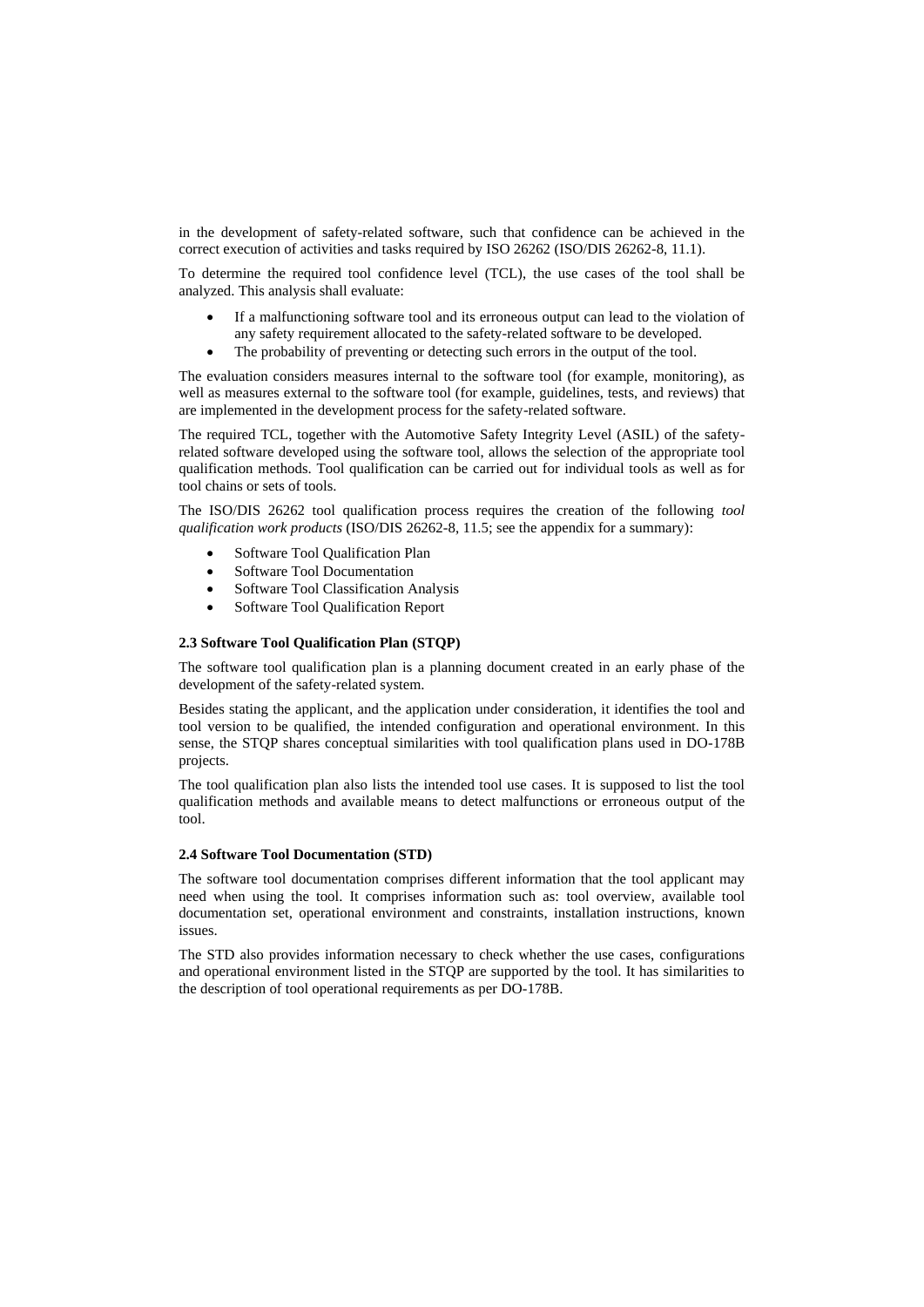in the development of safety-related software, such that confidence can be achieved in the correct execution of activities and tasks required by ISO 26262 (ISO/DIS 26262-8, 11.1).

To determine the required tool confidence level (TCL), the use cases of the tool shall be analyzed. This analysis shall evaluate:

- If a malfunctioning software tool and its erroneous output can lead to the violation of any safety requirement allocated to the safety-related software to be developed.
- The probability of preventing or detecting such errors in the output of the tool.

The evaluation considers measures internal to the software tool (for example, monitoring), as well as measures external to the software tool (for example, guidelines, tests, and reviews) that are implemented in the development process for the safety-related software.

The required TCL, together with the Automotive Safety Integrity Level (ASIL) of the safety-related software developed using the software tool, allows the selection of the appropriate tool qualification methods. Tool qualification can be carried out for individual tools as well as for tool chains or sets of tools.

The ISO/DIS 26262 tool qualification process requires the creation of the following *tool qualification work products* (ISO/DIS 26262-8, 11.5; see the appendix for a summary):

- Software Tool Qualification Plan
- Software Tool Documentation
- Software Tool Classification Analysis
- Software Tool Qualification Report

### 2.3 Software Tool Qualification Plan (STQP)

The software tool qualification plan is a planning document created in an early phase of the development of the safety-related system.

Besides stating the applicant, and the application under consideration, it identifies the tool and tool version to be qualified, the intended configuration and operational environment. In this sense, the STQP shares conceptual similarities with tool qualification plans used in DO-178B projects.

The tool qualification plan also lists the intended tool use cases. It is supposed to list the tool qualification methods and available means to detect malfunctions or erroneous output of the tool.

### 2.4 Software Tool Documentation (STD)

The software tool documentation comprises different information that the tool applicant may need when using the tool. It comprises information such as: tool overview, available tool documentation set, operational environment and constraints, installation instructions, known issues.

The STD also provides information necessary to check whether the use cases, configurations and operational environment listed in the STQP are supported by the tool. It has similarities to the description of tool operational requirements as per DO-178B.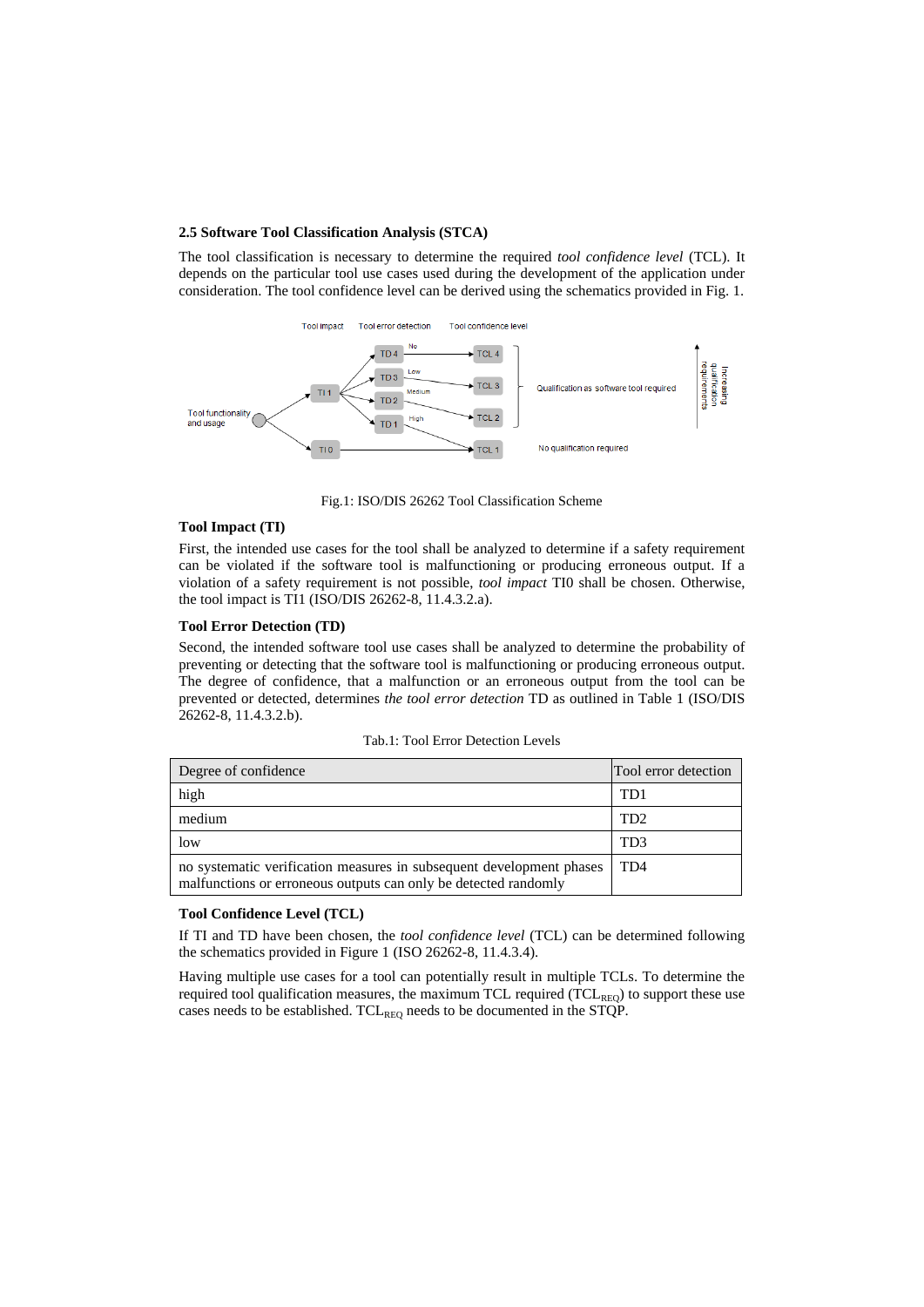### 2.5 Software Tool Classification Analysis (STCA)

The tool classification is necessary to determine the required *tool confidence level* (TCL). It depends on the particular tool use cases used during the development of the application under consideration. The tool confidence level can be derived using the schematics provided in Fig. 1.

Fig.1: ISO/DIS 26262 Tool Classification Scheme

#### Tool Impact (TI)

First, the intended use cases for the tool shall be analyzed to determine if a safety requirement can be violated if the software tool is malfunctioning or producing erroneous output. If a violation of a safety requirement is not possible, *tool impact* TI0 shall be chosen. Otherwise, the tool impact is TI1 (ISO/DIS 26262-8, 11.4.3.2.a).

#### Tool Error Detection (TD)

Second, the intended software tool use cases shall be analyzed to determine the probability of preventing or detecting that the software tool is malfunctioning or producing erroneous output. The degree of confidence, that a malfunction or an erroneous output from the tool can be prevented or detected, determines *the tool error detection* TD as outlined in Table 1 (ISO/DIS 26262-8, 11.4.3.2.b).

Tab.1: Tool Error Detection Levels

| Degree of confidence | Tool error detection |
| --- | --- |
| high | TD1 |
| medium | TD2 |
| low | TD3 |
| no systematic verification measures in subsequent development phases malfunctions or erroneous outputs can only be detected randomly | TD4 |

#### Tool Confidence Level (TCL)

If TI and TD have been chosen, the *tool confidence level* (TCL) can be determined following the schematics provided in Figure 1 (ISO 26262-8, 11.4.3.4).

Having multiple use cases for a tool can potentially result in multiple TCLs. To determine the required tool qualification measures, the maximum TCL required ($TCL_{REQ}$) to support these use cases needs to be established. $TCL_{REQ}$ needs to be documented in the STQP.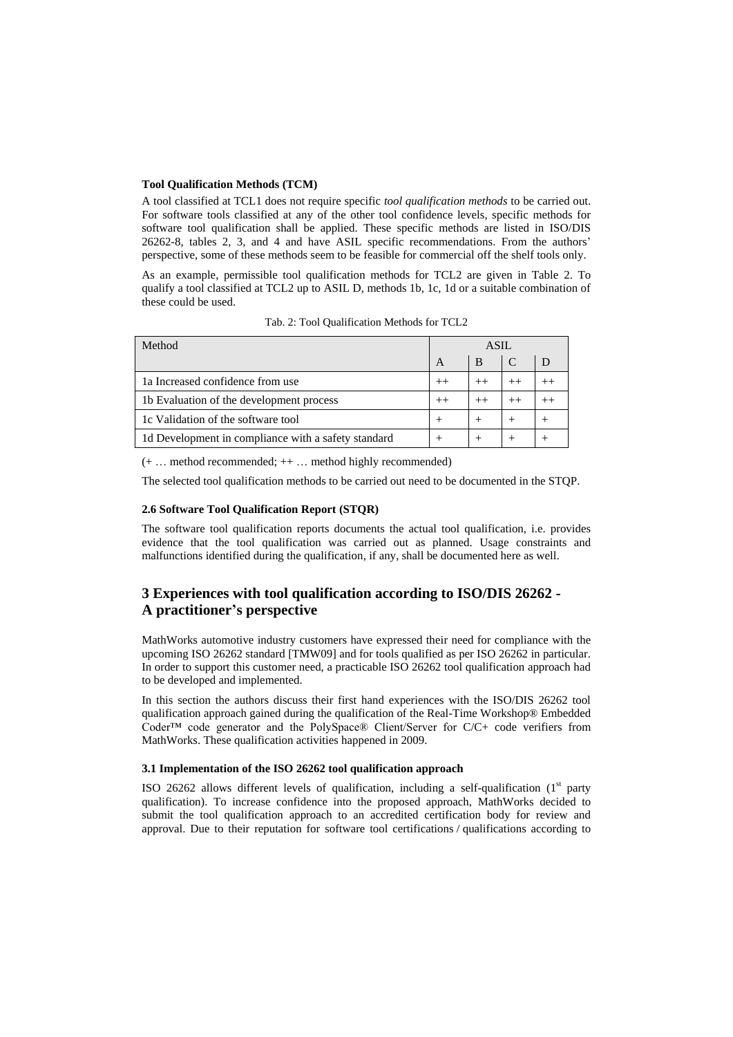#### Tool Qualification Methods (TCM)

A tool classified at TCL1 does not require specific *tool qualification methods* to be carried out. For software tools classified at any of the other tool confidence levels, specific methods for software tool qualification shall be applied. These specific methods are listed in ISO/DIS 26262-8, tables 2, 3, and 4 and have ASIL specific recommendations. From the authors' perspective, some of these methods seem to be feasible for commercial off the shelf tools only.

As an example, permissible tool qualification methods for TCL2 are given in Table 2. To qualify a tool classified at TCL2 up to ASIL D, methods 1b, 1c, 1d or a suitable combination of these could be used.

Tab. 2: Tool Qualification Methods for TCL2

| Method | ASIL | | | |
|---|---|---|---|---|
| | A | B | C | D |
| 1a Increased confidence from use | ++ | ++ | ++ | ++ |
| 1b Evaluation of the development process | ++ | ++ | ++ | ++ |
| 1c Validation of the software tool | + | + | + | + |
| 1d Development in compliance with a safety standard | + | + | + | + |

(+ … method recommended; ++ … method highly recommended)

The selected tool qualification methods to be carried out need to be documented in the STQP.

### 2.6 Software Tool Qualification Report (STQR)

The software tool qualification reports documents the actual tool qualification, i.e. provides evidence that the tool qualification was carried out as planned. Usage constraints and malfunctions identified during the qualification, if any, shall be documented here as well.

## 3 Experiences with tool qualification according to ISO/DIS 26262 - A practitioner's perspective

MathWorks automotive industry customers have expressed their need for compliance with the upcoming ISO 26262 standard [TMW09] and for tools qualified as per ISO 26262 in particular. In order to support this customer need, a practicable ISO 26262 tool qualification approach had to be developed and implemented.

In this section the authors discuss their first hand experiences with the ISO/DIS 26262 tool qualification approach gained during the qualification of the Real-Time Workshop® Embedded Coder™ code generator and the PolySpace® Client/Server for C/C+ code verifiers from MathWorks. These qualification activities happened in 2009.

### 3.1 Implementation of the ISO 26262 tool qualification approach

ISO 26262 allows different levels of qualification, including a self-qualification (1st party qualification). To increase confidence into the proposed approach, MathWorks decided to submit the tool qualification approach to an accredited certification body for review and approval. Due to their reputation for software tool certifications / qualifications according to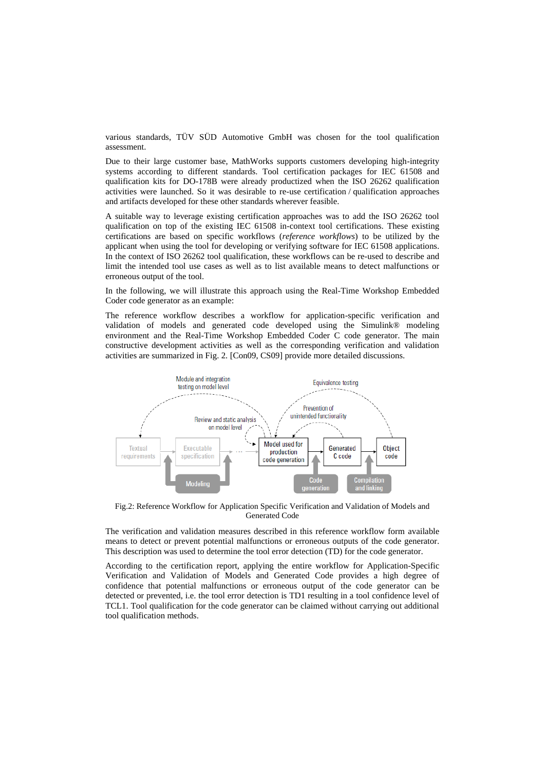various standards, TÜV SÜD Automotive GmbH was chosen for the tool qualification assessment.

Due to their large customer base, MathWorks supports customers developing high-integrity systems according to different standards. Tool certification packages for IEC 61508 and qualification kits for DO-178B were already productized when the ISO 26262 qualification activities were launched. So it was desirable to re-use certification / qualification approaches and artifacts developed for these other standards wherever feasible.

A suitable way to leverage existing certification approaches was to add the ISO 26262 tool qualification on top of the existing IEC 61508 in-context tool certifications. These existing certifications are based on specific workflows (*reference workflows*) to be utilized by the applicant when using the tool for developing or verifying software for IEC 61508 applications. In the context of ISO 26262 tool qualification, these workflows can be re-used to describe and limit the intended tool use cases as well as to list available means to detect malfunctions or erroneous output of the tool.

In the following, we will illustrate this approach using the Real-Time Workshop Embedded Coder code generator as an example:

The reference workflow describes a workflow for application-specific verification and validation of models and generated code developed using the Simulink® modeling environment and the Real-Time Workshop Embedded Coder C code generator. The main constructive development activities as well as the corresponding verification and validation activities are summarized in Fig. 2. [Con09, CS09] provide more detailed discussions.

Fig.2: Reference Workflow for Application Specific Verification and Validation of Models and Generated Code

The verification and validation measures described in this reference workflow form available means to detect or prevent potential malfunctions or erroneous outputs of the code generator. This description was used to determine the tool error detection (TD) for the code generator.

According to the certification report, applying the entire workflow for Application-Specific Verification and Validation of Models and Generated Code provides a high degree of confidence that potential malfunctions or erroneous output of the code generator can be detected or prevented, i.e. the tool error detection is TD1 resulting in a tool confidence level of TCL1. Tool qualification for the code generator can be claimed without carrying out additional tool qualification methods.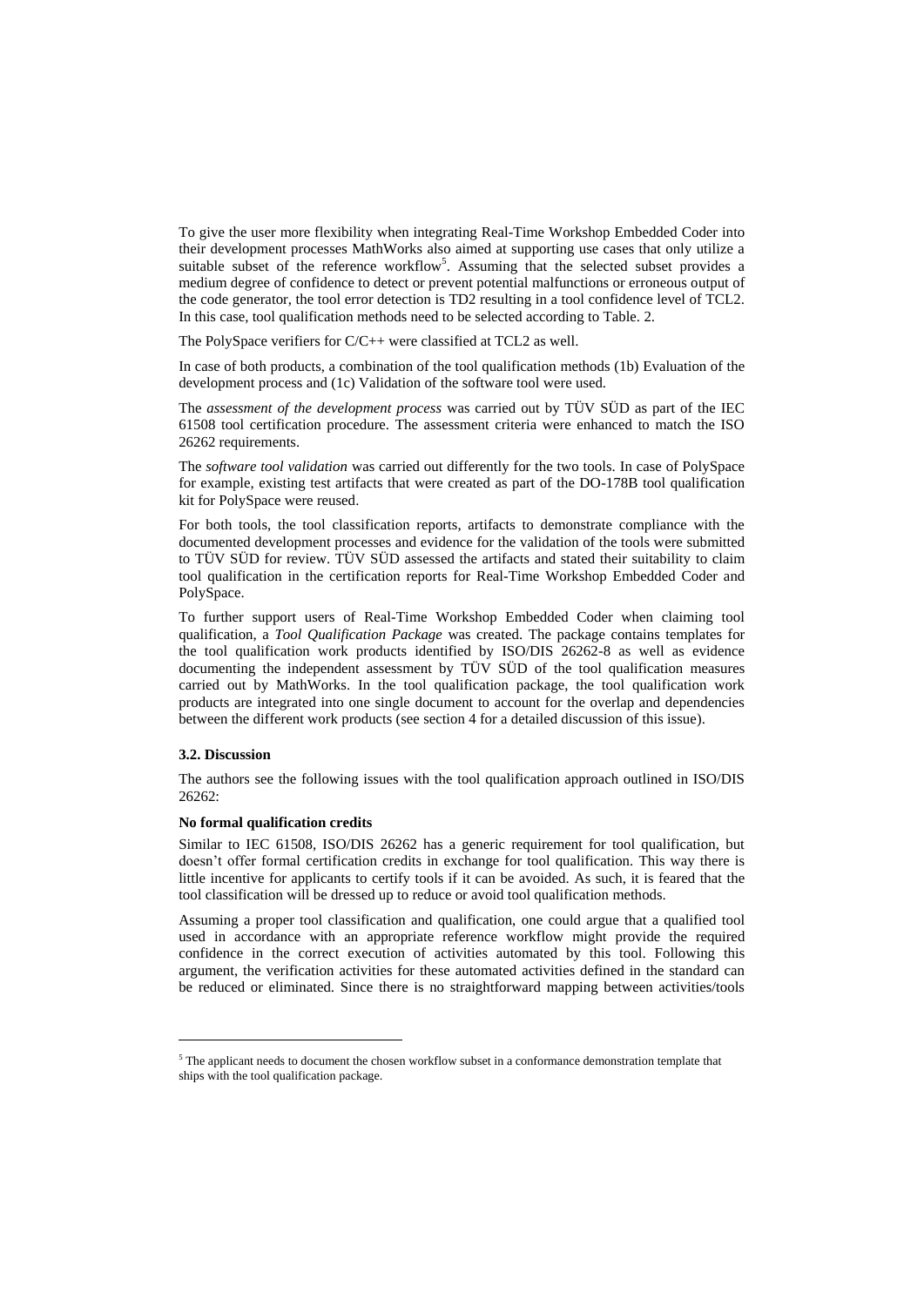To give the user more flexibility when integrating Real-Time Workshop Embedded Coder into their development processes MathWorks also aimed at supporting use cases that only utilize a suitable subset of the reference workflow[5]. Assuming that the selected subset provides a medium degree of confidence to detect or prevent potential malfunctions or erroneous output of the code generator, the tool error detection is TD2 resulting in a tool confidence level of TCL2. In this case, tool qualification methods need to be selected according to Table. 2.

The PolySpace verifiers for C/C++ were classified at TCL2 as well.

In case of both products, a combination of the tool qualification methods (1b) Evaluation of the development process and (1c) Validation of the software tool were used.

The *assessment of the development process* was carried out by TÜV SÜD as part of the IEC 61508 tool certification procedure. The assessment criteria were enhanced to match the ISO 26262 requirements.

The *software tool validation* was carried out differently for the two tools. In case of PolySpace for example, existing test artifacts that were created as part of the DO-178B tool qualification kit for PolySpace were reused.

For both tools, the tool classification reports, artifacts to demonstrate compliance with the documented development processes and evidence for the validation of the tools were submitted to TÜV SÜD for review. TÜV SÜD assessed the artifacts and stated their suitability to claim tool qualification in the certification reports for Real-Time Workshop Embedded Coder and PolySpace.

To further support users of Real-Time Workshop Embedded Coder when claiming tool qualification, a *Tool Qualification Package* was created. The package contains templates for the tool qualification work products identified by ISO/DIS 26262-8 as well as evidence documenting the independent assessment by TÜV SÜD of the tool qualification measures carried out by MathWorks. In the tool qualification package, the tool qualification work products are integrated into one single document to account for the overlap and dependencies between the different work products (see section 4 for a detailed discussion of this issue).

### 3.2. Discussion

The authors see the following issues with the tool qualification approach outlined in ISO/DIS 26262:

**No formal qualification credits**

Similar to IEC 61508, ISO/DIS 26262 has a generic requirement for tool qualification, but doesn't offer formal certification credits in exchange for tool qualification. This way there is little incentive for applicants to certify tools if it can be avoided. As such, it is feared that the tool classification will be dressed up to reduce or avoid tool qualification methods.

Assuming a proper tool classification and qualification, one could argue that a qualified tool used in accordance with an appropriate reference workflow might provide the required confidence in the correct execution of activities automated by this tool. Following this argument, the verification activities for these automated activities defined in the standard can be reduced or eliminated. Since there is no straightforward mapping between activities/tools

[5] The applicant needs to document the chosen workflow subset in a conformance demonstration template that ships with the tool qualification package.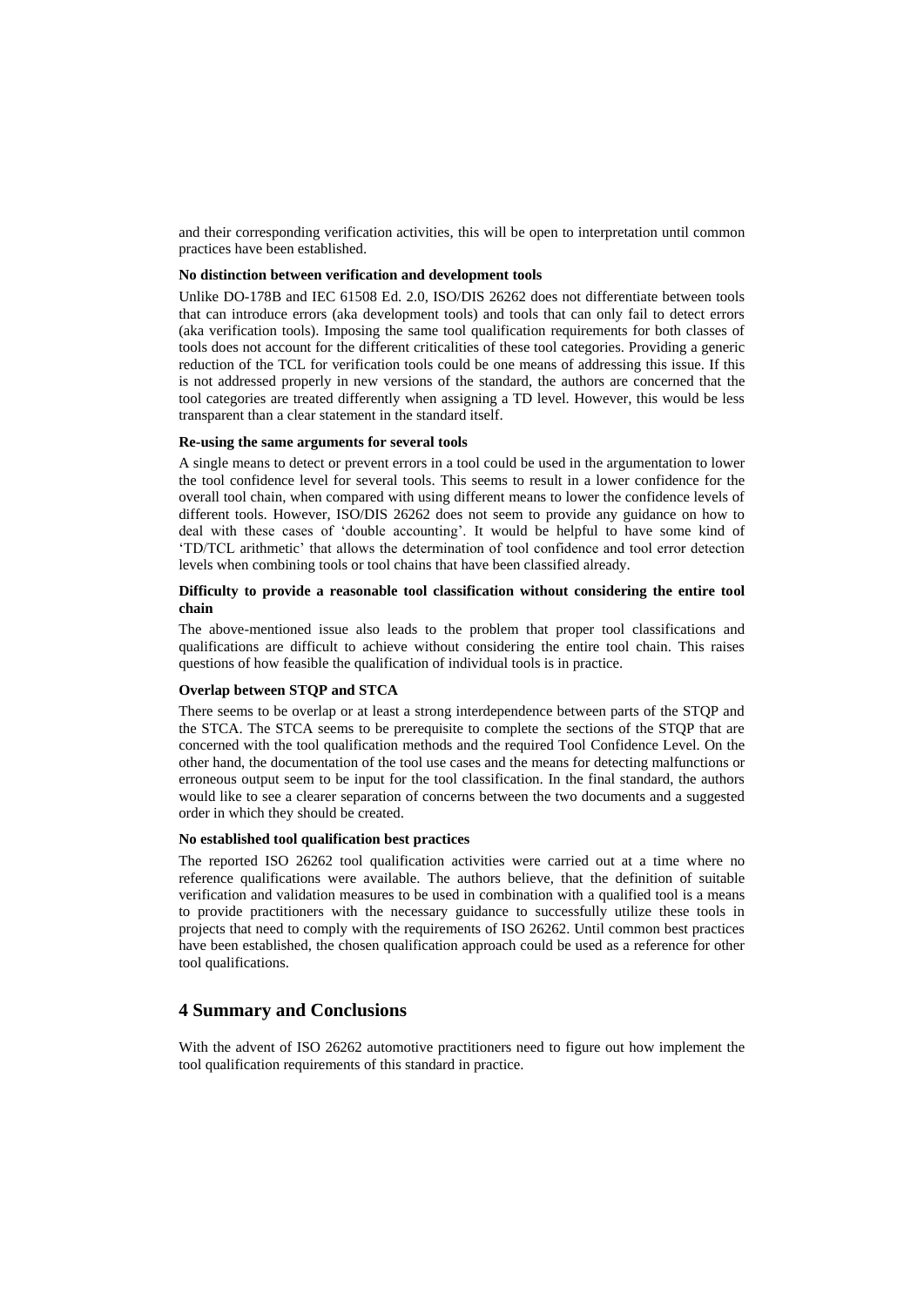and their corresponding verification activities, this will be open to interpretation until common practices have been established.

**No distinction between verification and development tools**

Unlike DO-178B and IEC 61508 Ed. 2.0, ISO/DIS 26262 does not differentiate between tools that can introduce errors (aka development tools) and tools that can only fail to detect errors (aka verification tools). Imposing the same tool qualification requirements for both classes of tools does not account for the different criticalities of these tool categories. Providing a generic reduction of the TCL for verification tools could be one means of addressing this issue. If this is not addressed properly in new versions of the standard, the authors are concerned that the tool categories are treated differently when assigning a TD level. However, this would be less transparent than a clear statement in the standard itself.

**Re-using the same arguments for several tools**

A single means to detect or prevent errors in a tool could be used in the argumentation to lower the tool confidence level for several tools. This seems to result in a lower confidence for the overall tool chain, when compared with using different means to lower the confidence levels of different tools. However, ISO/DIS 26262 does not seem to provide any guidance on how to deal with these cases of 'double accounting'. It would be helpful to have some kind of 'TD/TCL arithmetic' that allows the determination of tool confidence and tool error detection levels when combining tools or tool chains that have been classified already.

**Difficulty to provide a reasonable tool classification without considering the entire tool chain**

The above-mentioned issue also leads to the problem that proper tool classifications and qualifications are difficult to achieve without considering the entire tool chain. This raises questions of how feasible the qualification of individual tools is in practice.

**Overlap between STQP and STCA**

There seems to be overlap or at least a strong interdependence between parts of the STQP and the STCA. The STCA seems to be prerequisite to complete the sections of the STQP that are concerned with the tool qualification methods and the required Tool Confidence Level. On the other hand, the documentation of the tool use cases and the means for detecting malfunctions or erroneous output seem to be input for the tool classification. In the final standard, the authors would like to see a clearer separation of concerns between the two documents and a suggested order in which they should be created.

**No established tool qualification best practices**

The reported ISO 26262 tool qualification activities were carried out at a time where no reference qualifications were available. The authors believe, that the definition of suitable verification and validation measures to be used in combination with a qualified tool is a means to provide practitioners with the necessary guidance to successfully utilize these tools in projects that need to comply with the requirements of ISO 26262. Until common best practices have been established, the chosen qualification approach could be used as a reference for other tool qualifications.

## 4 Summary and Conclusions

With the advent of ISO 26262 automotive practitioners need to figure out how implement the tool qualification requirements of this standard in practice.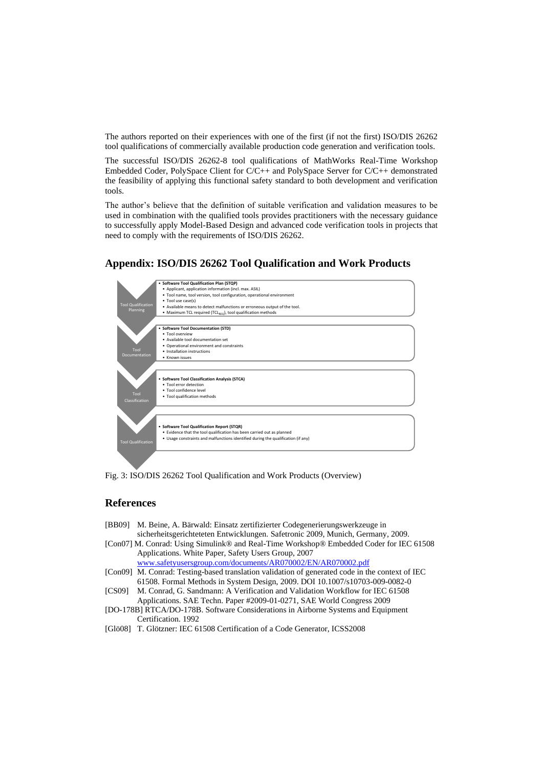The authors reported on their experiences with one of the first (if not the first) ISO/DIS 26262 tool qualifications of commercially available production code generation and verification tools.

The successful ISO/DIS 26262-8 tool qualifications of MathWorks Real-Time Workshop Embedded Coder, PolySpace Client for C/C++ and PolySpace Server for C/C++ demonstrated the feasibility of applying this functional safety standard to both development and verification tools.

The author's believe that the definition of suitable verification and validation measures to be used in combination with the qualified tools provides practitioners with the necessary guidance to successfully apply Model-Based Design and advanced code verification tools in projects that need to comply with the requirements of ISO/DIS 26262.

## Appendix: ISO/DIS 26262 Tool Qualification and Work Products

**Tool Qualification Planning**

- **Software Tool Qualification Plan (STQP)**
  - Applicant, application information (incl. max. ASIL)
  - Tool name, tool version, tool configuration, operational environment
  - Tool use case(s)
  - Available means to detect malfunctions or erroneous output of the tool.
  - Maximum TCL required ($TCL_{REQ}$), tool qualification methods

**Tool Documentation**

- **Software Tool Documentation (STD)**
  - Tool overview
  - Available tool documentation set
  - Operational environment and constraints
  - Installation instructions
  - Known issues

**Tool Classification**

- **Software Tool Classification Analysis (STCA)**
  - Tool error detection
  - Tool confidence level
  - Tool qualification methods

**Tool Qualification**

- **Software Tool Qualification Report (STQR)**
  - Evidence that the tool qualification has been carried out as planned
  - Usage constraints and malfunctions identified during the qualification (if any)

Fig. 3: ISO/DIS 26262 Tool Qualification and Work Products (Overview)

## References

[BB09] M. Beine, A. Bärwald: Einsatz zertifizierter Codegenerierungswerkzeuge in sicherheitsgerichteteten Entwicklungen. Safetronic 2009, Munich, Germany, 2009.

[Con07] M. Conrad: Using Simulink® and Real-Time Workshop® Embedded Coder for IEC 61508 Applications. White Paper, Safety Users Group, 2007 www.safetyusersgroup.com/documents/AR070002/EN/AR070002.pdf

[Con09] M. Conrad: Testing-based translation validation of generated code in the context of IEC 61508. Formal Methods in System Design, 2009. DOI 10.1007/s10703-009-0082-0

[CS09] M. Conrad, G. Sandmann: A Verification and Validation Workflow for IEC 61508 Applications. SAE Techn. Paper #2009-01-0271, SAE World Congress 2009

[DO-178B] RTCA/DO-178B. Software Considerations in Airborne Systems and Equipment Certification. 1992

[Glö08] T. Glötzner: IEC 61508 Certification of a Code Generator, ICSS2008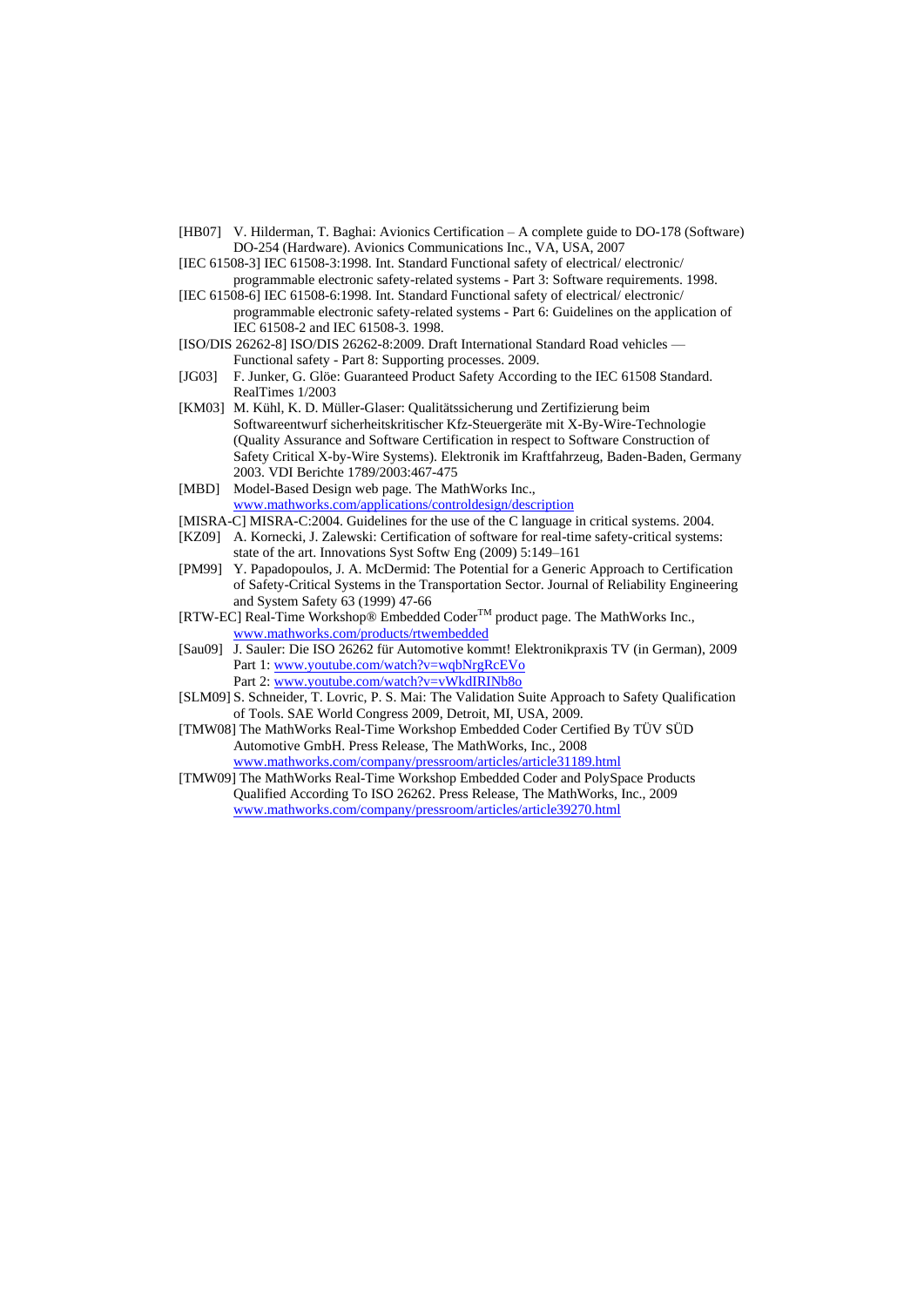[HB07] V. Hilderman, T. Baghai: Avionics Certification – A complete guide to DO-178 (Software) DO-254 (Hardware). Avionics Communications Inc., VA, USA, 2007

[IEC 61508-3] IEC 61508-3:1998. Int. Standard Functional safety of electrical/ electronic/ programmable electronic safety-related systems - Part 3: Software requirements. 1998.

[IEC 61508-6] IEC 61508-6:1998. Int. Standard Functional safety of electrical/ electronic/ programmable electronic safety-related systems - Part 6: Guidelines on the application of IEC 61508-2 and IEC 61508-3. 1998.

[ISO/DIS 26262-8] ISO/DIS 26262-8:2009. Draft International Standard Road vehicles — Functional safety - Part 8: Supporting processes. 2009.

[JG03] F. Junker, G. Glöe: Guaranteed Product Safety According to the IEC 61508 Standard. RealTimes 1/2003

[KM03] M. Kühl, K. D. Müller-Glaser: Qualitätssicherung und Zertifizierung beim Softwareentwurf sicherheitskritischer Kfz-Steuergeräte mit X-By-Wire-Technologie (Quality Assurance and Software Certification in respect to Software Construction of Safety Critical X-by-Wire Systems). Elektronik im Kraftfahrzeug, Baden-Baden, Germany 2003. VDI Berichte 1789/2003:467-475

[MBD] Model-Based Design web page. The MathWorks Inc., www.mathworks.com/applications/controldesign/description

[MISRA-C] MISRA-C:2004. Guidelines for the use of the C language in critical systems. 2004.

[KZ09] A. Kornecki, J. Zalewski: Certification of software for real-time safety-critical systems: state of the art. Innovations Syst Softw Eng (2009) 5:149–161

[PM99] Y. Papadopoulos, J. A. McDermid: The Potential for a Generic Approach to Certification of Safety-Critical Systems in the Transportation Sector. Journal of Reliability Engineering and System Safety 63 (1999) 47-66

[RTW-EC] Real-Time Workshop® Embedded Coder™ product page. The MathWorks Inc., www.mathworks.com/products/rtwembedded

[Sau09] J. Sauler: Die ISO 26262 für Automotive kommt! Elektronikpraxis TV (in German), 2009
Part 1: www.youtube.com/watch?v=wqbNrgRcEVo
Part 2: www.youtube.com/watch?v=vWkdIRINb8o

[SLM09] S. Schneider, T. Lovric, P. S. Mai: The Validation Suite Approach to Safety Qualification of Tools. SAE World Congress 2009, Detroit, MI, USA, 2009.

[TMW08] The MathWorks Real-Time Workshop Embedded Coder Certified By TÜV SÜD Automotive GmbH. Press Release, The MathWorks, Inc., 2008
www.mathworks.com/company/pressroom/articles/article31189.html

[TMW09] The MathWorks Real-Time Workshop Embedded Coder and PolySpace Products Qualified According To ISO 26262. Press Release, The MathWorks, Inc., 2009
www.mathworks.com/company/pressroom/articles/article39270.html